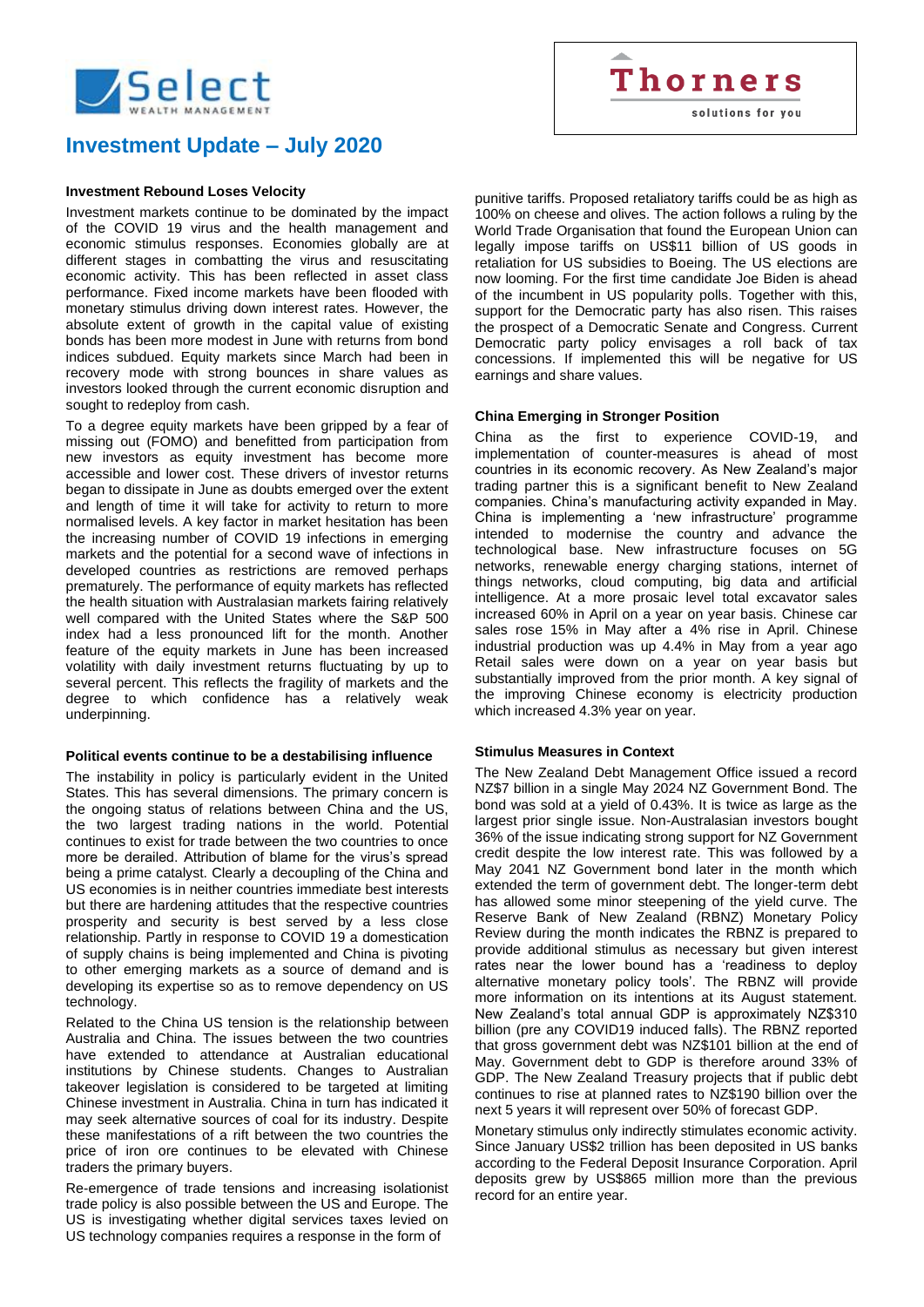# Investment Update – July 2020

### Investment Rebound Loses Velocity

Investment markets continue to be dominated by the impact of the COVID 19 virus and the health management and economic stimulus responses. Economies globally are at different stages in combatting the virus and resuscitating economic activity. This has been reflected in asset class performance. Fixed income markets have been flooded with monetary stimulus driving down interest rates. However, the absolute extent of growth in the capital value of existing bonds has been more modest in June with returns from bond indices subdued. Equity markets since March had been in recovery mode with strong bounces in share values as investors looked through the current economic disruption and sought to redeploy from cash.

To a degree equity markets have been gripped by a fear of missing out (FOMO) and benefitted from participation from new investors as equity investment has become more accessible and lower cost. These drivers of investor returns began to dissipate in June as doubts emerged over the extent and length of time it will take for activity to return to more normalised levels. A key factor in market hesitation has been the increasing number of COVID 19 infections in emerging markets and the potential for a second wave of infections in developed countries as restrictions are removed perhaps prematurely. The performance of equity markets has reflected the health situation with Australasian markets fairing relatively well compared with the United States where the S&P 500 index had a less pronounced lift for the month. Another feature of the equity markets in June has been increased volatility with daily investment returns fluctuating by up to several percent. This reflects the fragility of markets and the degree to which confidence has a relatively weak underpinning.

### Political events continue to be a destabilising influence

The instability in policy is particularly evident in the United States. This has several dimensions. The primary concern is the ongoing status of relations between China and the US, the two largest trading nations in the world. Potential continues to exist for trade between the two countries to once more be derailed. Attribution of blame for the virus's spread being a prime catalyst. Clearly a decoupling of the China and US economies is in neither countries immediate best interests but there are hardening attitudes that the respective countries prosperity and security is best served by a less close relationship. Partly in response to COVID 19 a domestication of supply chains is being implemented and China is pivoting to other emerging markets as a source of demand and is developing its expertise so as to remove dependency on US technology.

Related to the China US tension is the relationship between Australia and China. The issues between the two countries have extended to attendance at Australian educational institutions by Chinese students. Changes to Australian takeover legislation is considered to be targeted at limiting Chinese investment in Australia. China in turn has indicated it may seek alternative sources of coal for its industry. Despite these manifestations of a rift between the two countries the price of iron ore continues to be elevated with Chinese traders the primary buyers.

Re-emergence of trade tensions and increasing isolationist trade policy is also possible between the US and Europe. The US is investigating whether digital services taxes levied on US technology companies requires a response in the form of punitive tariffs. Proposed retaliatory tariffs could be as high as 100% on cheese and olives. The action follows a ruling by the World Trade Organisation that found the European Union can legally impose tariffs on US$11 billion of US goods in retaliation for US subsidies to Boeing. The US elections are now looming. For the first time candidate Joe Biden is ahead of the incumbent in US popularity polls. Together with this, support for the Democratic party has also risen. This raises the prospect of a Democratic Senate and Congress. Current Democratic party policy envisages a roll back of tax concessions. If implemented this will be negative for US earnings and share values.

### China Emerging in Stronger Position

China as the first to experience COVID-19, and implementation of counter-measures is ahead of most countries in its economic recovery. As New Zealand's major trading partner this is a significant benefit to New Zealand companies. China's manufacturing activity expanded in May. China is implementing a 'new infrastructure' programme intended to modernise the country and advance the technological base. New infrastructure focuses on 5G networks, renewable energy charging stations, internet of things networks, cloud computing, big data and artificial intelligence. At a more prosaic level total excavator sales increased 60% in April on a year on year basis. Chinese car sales rose 15% in May after a 4% rise in April. Chinese industrial production was up 4.4% in May from a year ago Retail sales were down on a year on year basis but substantially improved from the prior month. A key signal of the improving Chinese economy is electricity production which increased 4.3% year on year.

### Stimulus Measures in Context

The New Zealand Debt Management Office issued a record NZ$7 billion in a single May 2024 NZ Government Bond. The bond was sold at a yield of 0.43%. It is twice as large as the largest prior single issue. Non-Australasian investors bought 36% of the issue indicating strong support for NZ Government credit despite the low interest rate. This was followed by a May 2041 NZ Government bond later in the month which extended the term of government debt. The longer-term debt has allowed some minor steepening of the yield curve. The Reserve Bank of New Zealand (RBNZ) Monetary Policy Review during the month indicates the RBNZ is prepared to provide additional stimulus as necessary but given interest rates near the lower bound has a 'readiness to deploy alternative monetary policy tools'. The RBNZ will provide more information on its intentions at its August statement. New Zealand's total annual GDP is approximately NZ$310 billion (pre any COVID19 induced falls). The RBNZ reported that gross government debt was NZ$101 billion at the end of May. Government debt to GDP is therefore around 33% of GDP. The New Zealand Treasury projects that if public debt continues to rise at planned rates to NZ$190 billion over the next 5 years it will represent over 50% of forecast GDP.

Monetary stimulus only indirectly stimulates economic activity. Since January US$2 trillion has been deposited in US banks according to the Federal Deposit Insurance Corporation. April deposits grew by US$865 million more than the previous record for an entire year.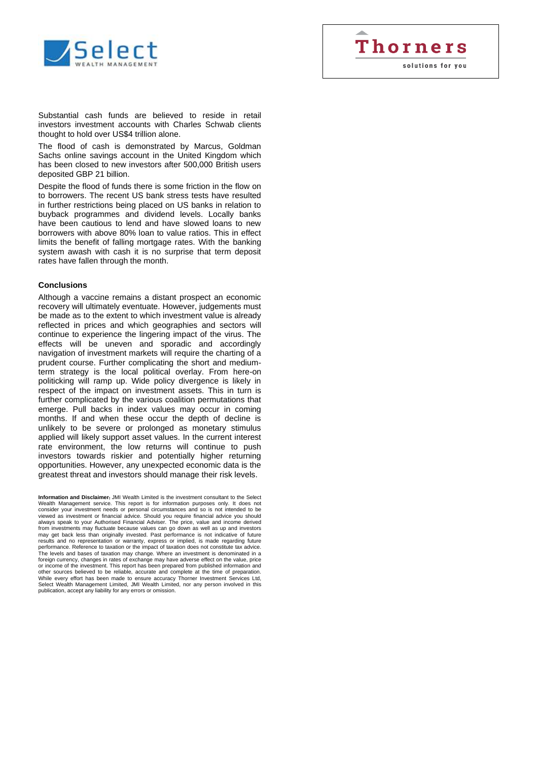Substantial cash funds are believed to reside in retail investors investment accounts with Charles Schwab clients thought to hold over US$4 trillion alone.

The flood of cash is demonstrated by Marcus, Goldman Sachs online savings account in the United Kingdom which has been closed to new investors after 500,000 British users deposited GBP 21 billion.

Despite the flood of funds there is some friction in the flow on to borrowers. The recent US bank stress tests have resulted in further restrictions being placed on US banks in relation to buyback programmes and dividend levels. Locally banks have been cautious to lend and have slowed loans to new borrowers with above 80% loan to value ratios. This in effect limits the benefit of falling mortgage rates. With the banking system awash with cash it is no surprise that term deposit rates have fallen through the month.

**Conclusions**

Although a vaccine remains a distant prospect an economic recovery will ultimately eventuate. However, judgements must be made as to the extent to which investment value is already reflected in prices and which geographies and sectors will continue to experience the lingering impact of the virus. The effects will be uneven and sporadic and accordingly navigation of investment markets will require the charting of a prudent course. Further complicating the short and medium-term strategy is the local political overlay. From here-on politicking will ramp up. Wide policy divergence is likely in respect of the impact on investment assets. This in turn is further complicated by the various coalition permutations that emerge. Pull backs in index values may occur in coming months. If and when these occur the depth of decline is unlikely to be severe or prolonged as monetary stimulus applied will likely support asset values. In the current interest rate environment, the low returns will continue to push investors towards riskier and potentially higher returning opportunities. However, any unexpected economic data is the greatest threat and investors should manage their risk levels.

**Information and Disclaimer:** JMI Wealth Limited is the investment consultant to the Select Wealth Management service. This report is for information purposes only. It does not consider your investment needs or personal circumstances and so is not intended to be viewed as investment or financial advice. Should you require financial advice you should always speak to your Authorised Financial Adviser. The price, value and income derived from investments may fluctuate because values can go down as well as up and investors may get back less than originally invested. Past performance is not indicative of future results and no representation or warranty, express or implied, is made regarding future performance. Reference to taxation or the impact of taxation does not constitute tax advice. The levels and bases of taxation may change. Where an investment is denominated in a foreign currency, changes in rates of exchange may have adverse effect on the value, price or income of the investment. This report has been prepared from published information and other sources believed to be reliable, accurate and complete at the time of preparation. While every effort has been made to ensure accuracy Thorner Investment Services Ltd, Select Wealth Management Limited, JMI Wealth Limited, nor any person involved in this publication, accept any liability for any errors or omission.